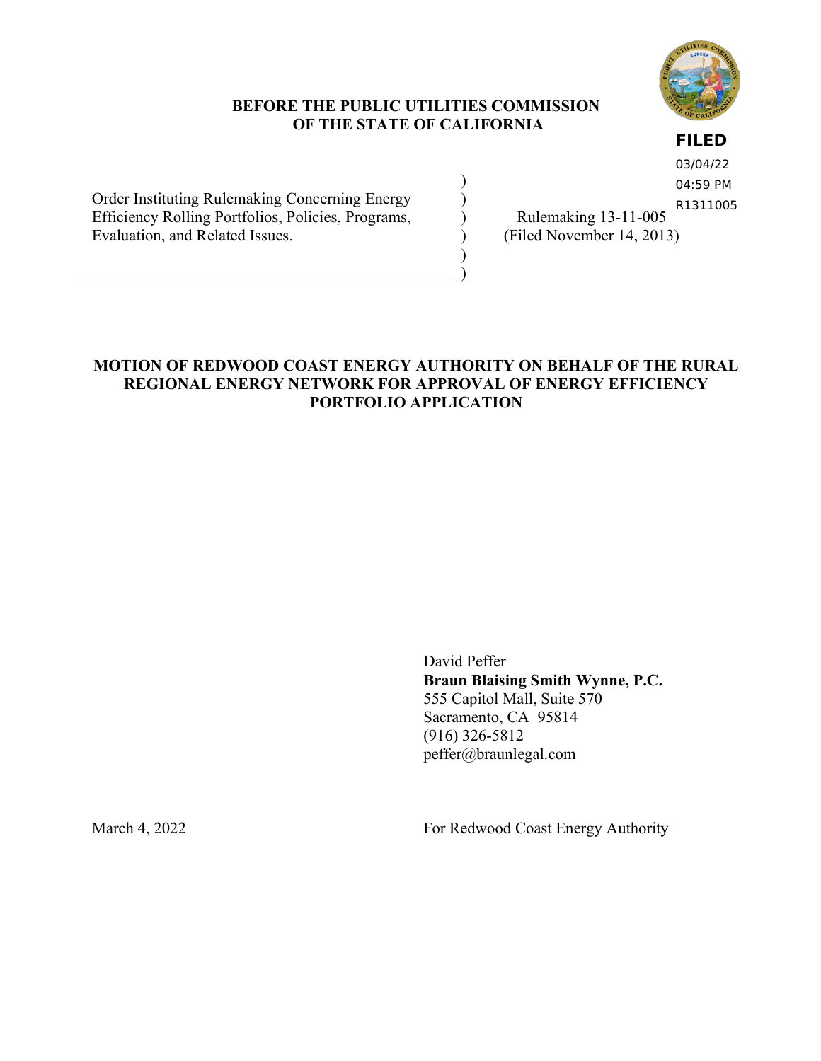**BEFORE THE PUBLIC UTILITIES COMMISSION OF THE STATE OF CALIFORNIA**

**FILED**
03/04/22
04:59 PM
R1311005

| | |
|---|---|
| Order Instituting Rulemaking Concerning Energy Efficiency Rolling Portfolios, Policies, Programs, Evaluation, and Related Issues. | Rulemaking 13-11-005 (Filed November 14, 2013) |

**MOTION OF REDWOOD COAST ENERGY AUTHORITY ON BEHALF OF THE RURAL REGIONAL ENERGY NETWORK FOR APPROVAL OF ENERGY EFFICIENCY PORTFOLIO APPLICATION**

David Peffer
**Braun Blaising Smith Wynne, P.C.**
555 Capitol Mall, Suite 570
Sacramento, CA 95814
(916) 326-5812
peffer@braunlegal.com

March 4, 2022

For Redwood Coast Energy Authority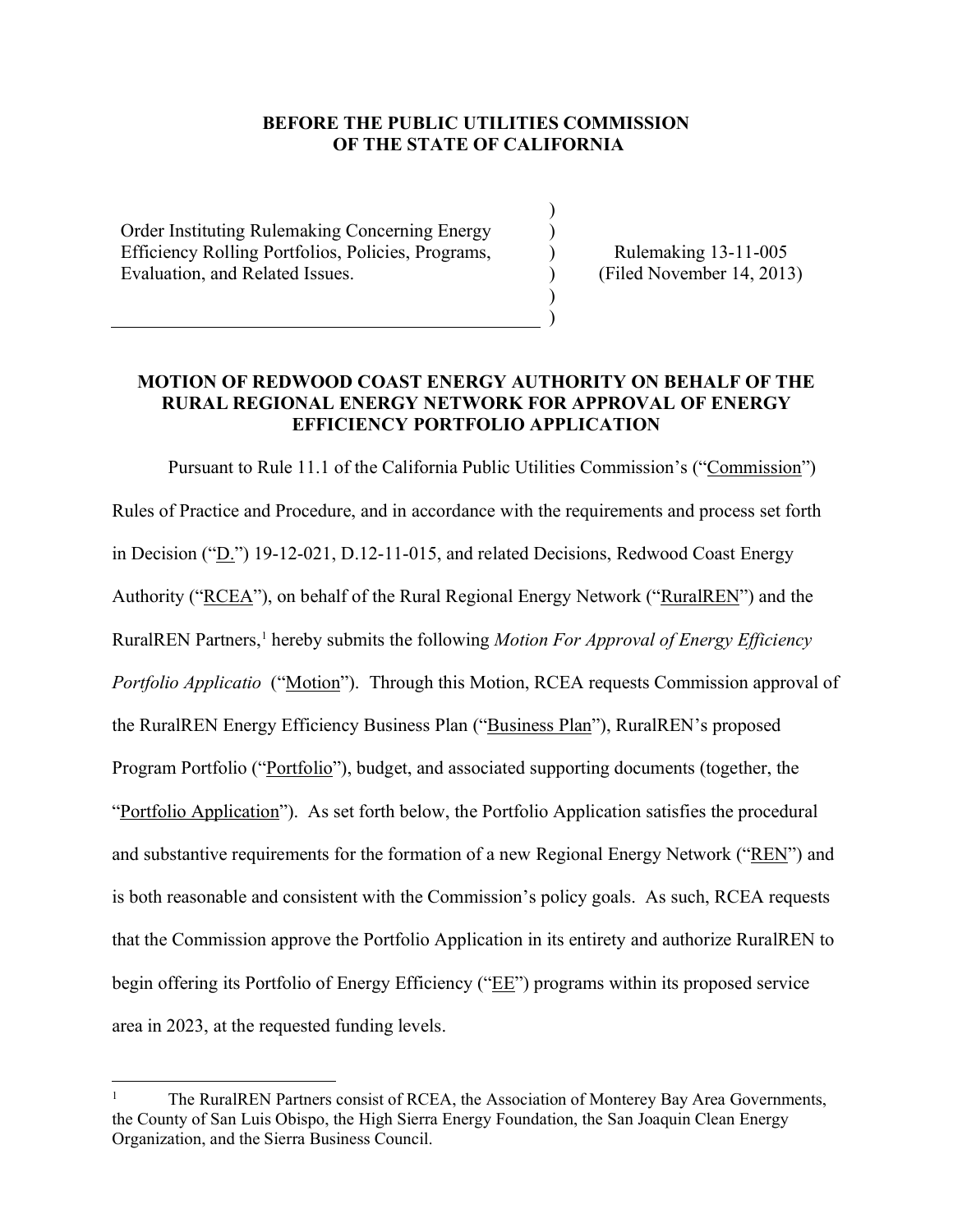**BEFORE THE PUBLIC UTILITIES COMMISSION**
**OF THE STATE OF CALIFORNIA**

| | | |
|---|---|---|
| Order Instituting Rulemaking Concerning Energy Efficiency Rolling Portfolios, Policies, Programs, Evaluation, and Related Issues. | ) | Rulemaking 13-11-005 (Filed November 14, 2013) |

**MOTION OF REDWOOD COAST ENERGY AUTHORITY ON BEHALF OF THE RURAL REGIONAL ENERGY NETWORK FOR APPROVAL OF ENERGY EFFICIENCY PORTFOLIO APPLICATION**

Pursuant to Rule 11.1 of the California Public Utilities Commission's ("Commission") Rules of Practice and Procedure, and in accordance with the requirements and process set forth in Decision ("D.") 19-12-021, D.12-11-015, and related Decisions, Redwood Coast Energy Authority ("RCEA"), on behalf of the Rural Regional Energy Network ("RuralREN") and the RuralREN Partners,[1] hereby submits the following *Motion For Approval of Energy Efficiency Portfolio Applicatio* ("Motion"). Through this Motion, RCEA requests Commission approval of the RuralREN Energy Efficiency Business Plan ("Business Plan"), RuralREN's proposed Program Portfolio ("Portfolio"), budget, and associated supporting documents (together, the "Portfolio Application"). As set forth below, the Portfolio Application satisfies the procedural and substantive requirements for the formation of a new Regional Energy Network ("REN") and is both reasonable and consistent with the Commission's policy goals. As such, RCEA requests that the Commission approve the Portfolio Application in its entirety and authorize RuralREN to begin offering its Portfolio of Energy Efficiency ("EE") programs within its proposed service area in 2023, at the requested funding levels.

---

[1] The RuralREN Partners consist of RCEA, the Association of Monterey Bay Area Governments, the County of San Luis Obispo, the High Sierra Energy Foundation, the San Joaquin Clean Energy Organization, and the Sierra Business Council.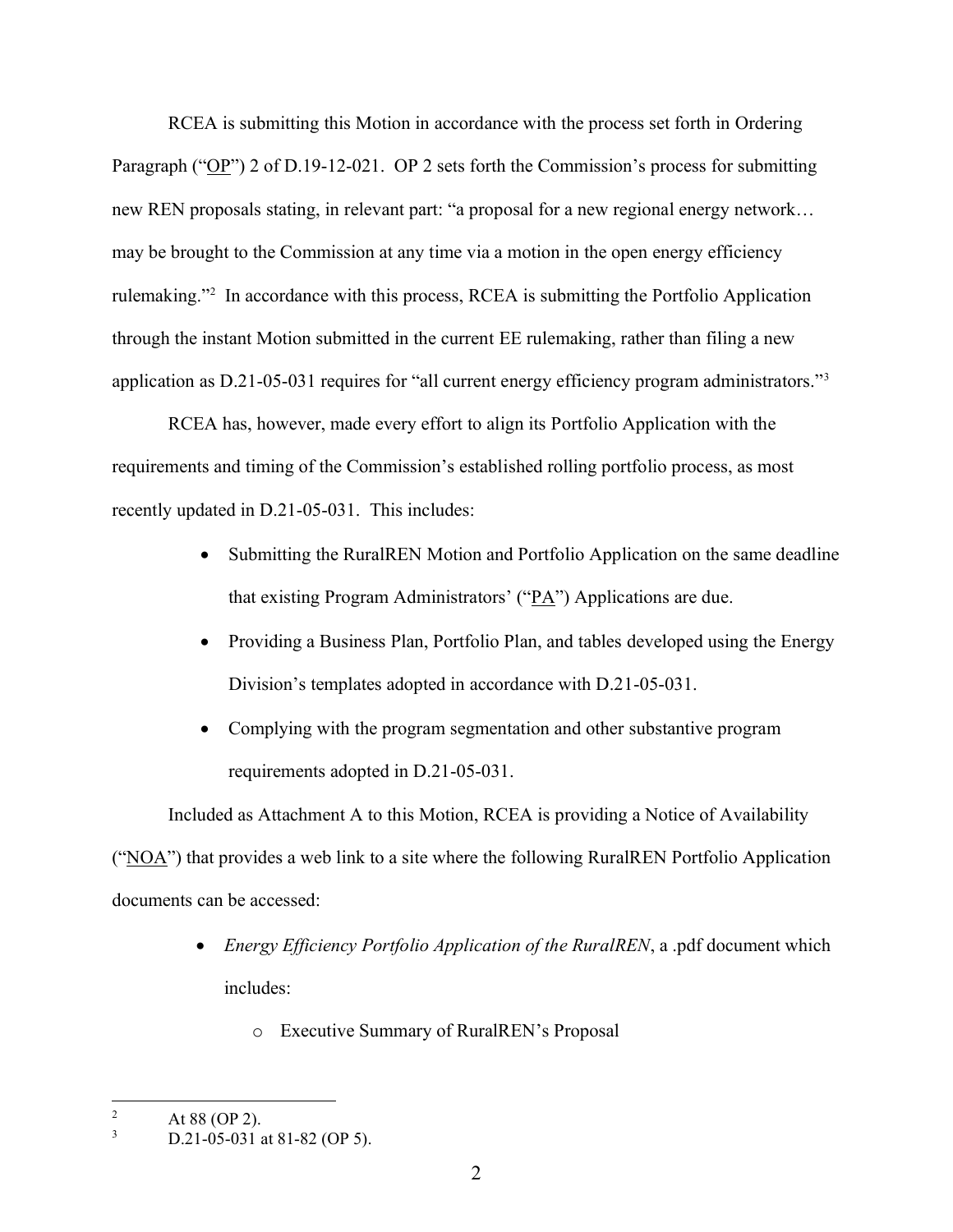RCEA is submitting this Motion in accordance with the process set forth in Ordering Paragraph ("OP") 2 of D.19-12-021. OP 2 sets forth the Commission's process for submitting new REN proposals stating, in relevant part: "a proposal for a new regional energy network… may be brought to the Commission at any time via a motion in the open energy efficiency rulemaking."[2] In accordance with this process, RCEA is submitting the Portfolio Application through the instant Motion submitted in the current EE rulemaking, rather than filing a new application as D.21-05-031 requires for "all current energy efficiency program administrators."[3]

RCEA has, however, made every effort to align its Portfolio Application with the requirements and timing of the Commission's established rolling portfolio process, as most recently updated in D.21-05-031. This includes:

- Submitting the RuralREN Motion and Portfolio Application on the same deadline that existing Program Administrators' ("PA") Applications are due.
- Providing a Business Plan, Portfolio Plan, and tables developed using the Energy Division's templates adopted in accordance with D.21-05-031.
- Complying with the program segmentation and other substantive program requirements adopted in D.21-05-031.

Included as Attachment A to this Motion, RCEA is providing a Notice of Availability ("NOA") that provides a web link to a site where the following RuralREN Portfolio Application documents can be accessed:

- *Energy Efficiency Portfolio Application of the RuralREN*, a .pdf document which includes:
  - Executive Summary of RuralREN's Proposal

---

[2] At 88 (OP 2).

[3] D.21-05-031 at 81-82 (OP 5).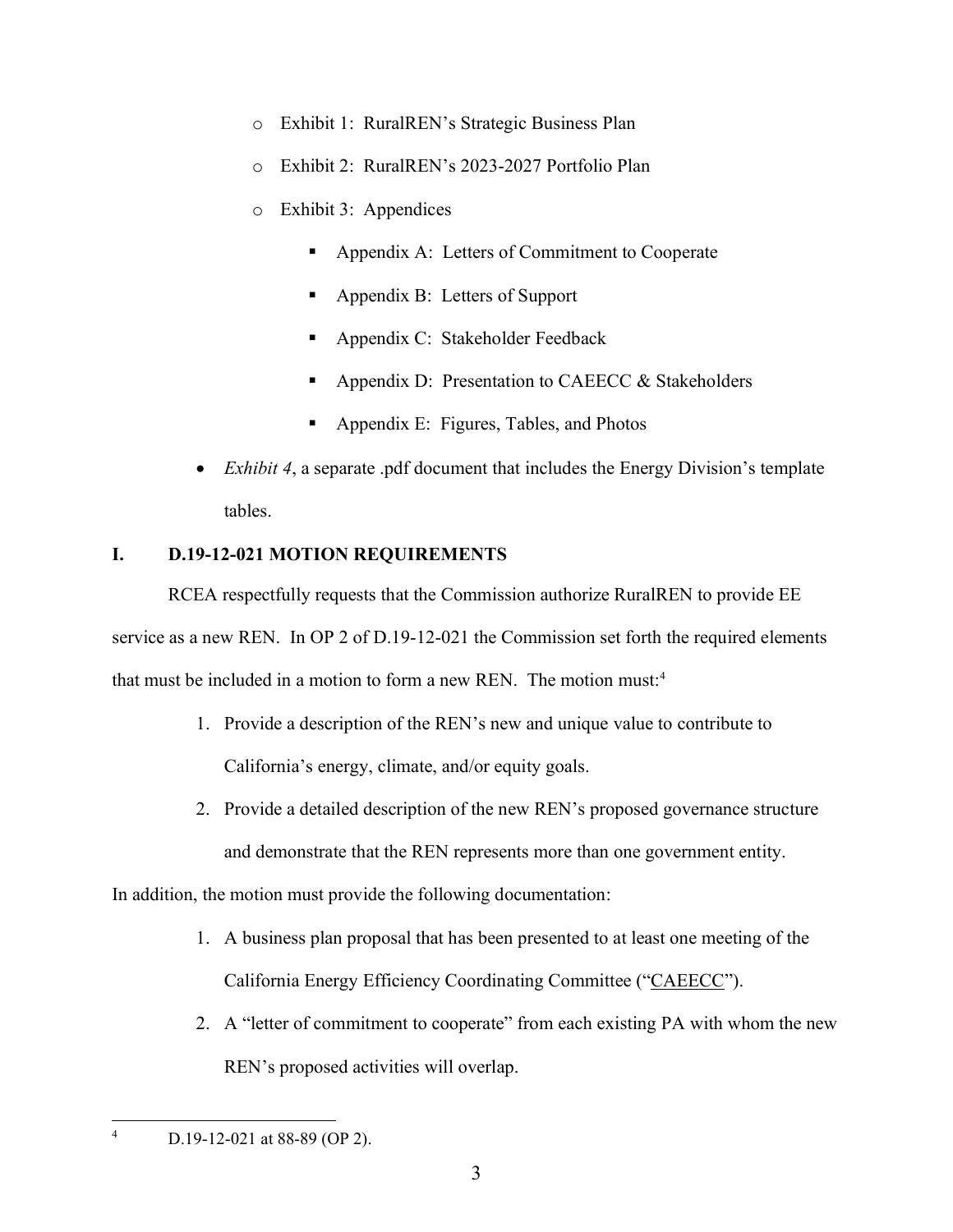- Exhibit 1: RuralREN's Strategic Business Plan
  - Exhibit 2: RuralREN's 2023-2027 Portfolio Plan
  - Exhibit 3: Appendices
    - Appendix A: Letters of Commitment to Cooperate
    - Appendix B: Letters of Support
    - Appendix C: Stakeholder Feedback
    - Appendix D: Presentation to CAEECC & Stakeholders
    - Appendix E: Figures, Tables, and Photos
- *Exhibit 4*, a separate .pdf document that includes the Energy Division's template tables.

## I. D.19-12-021 MOTION REQUIREMENTS

RCEA respectfully requests that the Commission authorize RuralREN to provide EE service as a new REN. In OP 2 of D.19-12-021 the Commission set forth the required elements that must be included in a motion to form a new REN. The motion must:[4]

1. Provide a description of the REN's new and unique value to contribute to California's energy, climate, and/or equity goals.
2. Provide a detailed description of the new REN's proposed governance structure and demonstrate that the REN represents more than one government entity.

In addition, the motion must provide the following documentation:

1. A business plan proposal that has been presented to at least one meeting of the California Energy Efficiency Coordinating Committee ("CAEECC").
2. A "letter of commitment to cooperate" from each existing PA with whom the new REN's proposed activities will overlap.

---

[4] D.19-12-021 at 88-89 (OP 2).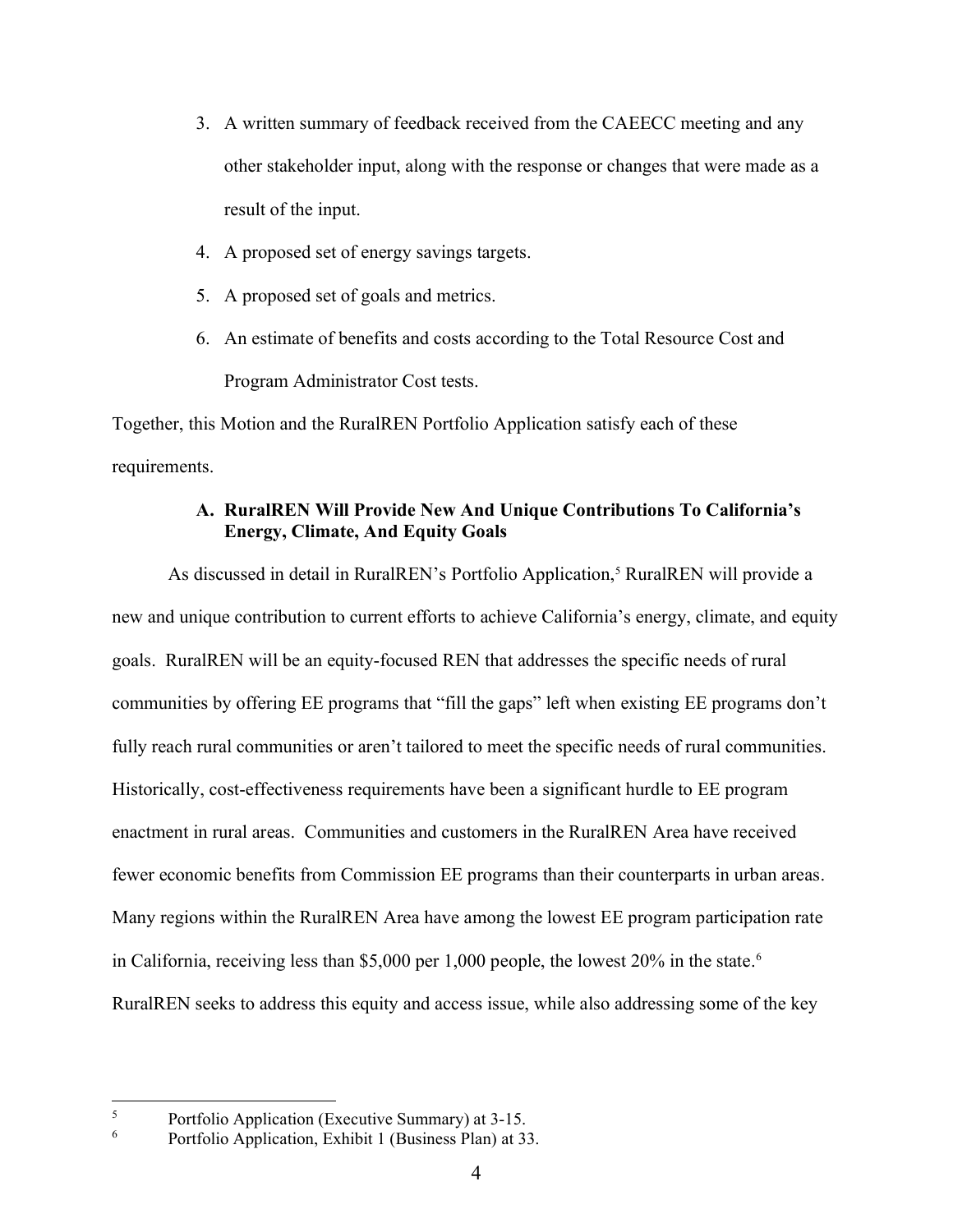3. A written summary of feedback received from the CAEECC meeting and any other stakeholder input, along with the response or changes that were made as a result of the input.
4. A proposed set of energy savings targets.
5. A proposed set of goals and metrics.
6. An estimate of benefits and costs according to the Total Resource Cost and Program Administrator Cost tests.

Together, this Motion and the RuralREN Portfolio Application satisfy each of these requirements.

### A. RuralREN Will Provide New And Unique Contributions To California's Energy, Climate, And Equity Goals

As discussed in detail in RuralREN's Portfolio Application,[5] RuralREN will provide a new and unique contribution to current efforts to achieve California's energy, climate, and equity goals. RuralREN will be an equity-focused REN that addresses the specific needs of rural communities by offering EE programs that "fill the gaps" left when existing EE programs don't fully reach rural communities or aren't tailored to meet the specific needs of rural communities. Historically, cost-effectiveness requirements have been a significant hurdle to EE program enactment in rural areas. Communities and customers in the RuralREN Area have received fewer economic benefits from Commission EE programs than their counterparts in urban areas. Many regions within the RuralREN Area have among the lowest EE program participation rate in California, receiving less than $5,000 per 1,000 people, the lowest 20% in the state.[6] RuralREN seeks to address this equity and access issue, while also addressing some of the key

---

[5] Portfolio Application (Executive Summary) at 3-15.

[6] Portfolio Application, Exhibit 1 (Business Plan) at 33.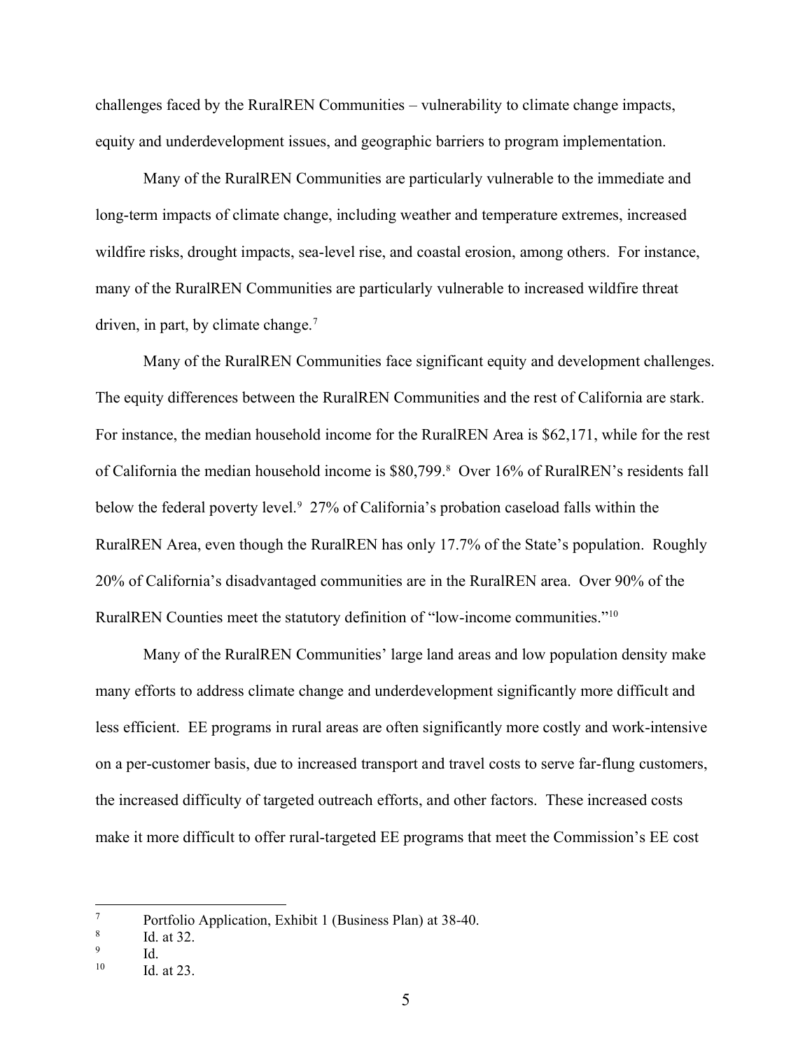challenges faced by the RuralREN Communities – vulnerability to climate change impacts, equity and underdevelopment issues, and geographic barriers to program implementation.

Many of the RuralREN Communities are particularly vulnerable to the immediate and long-term impacts of climate change, including weather and temperature extremes, increased wildfire risks, drought impacts, sea-level rise, and coastal erosion, among others. For instance, many of the RuralREN Communities are particularly vulnerable to increased wildfire threat driven, in part, by climate change.[7]

Many of the RuralREN Communities face significant equity and development challenges. The equity differences between the RuralREN Communities and the rest of California are stark. For instance, the median household income for the RuralREN Area is $62,171, while for the rest of California the median household income is $80,799.[8] Over 16% of RuralREN's residents fall below the federal poverty level.[9] 27% of California's probation caseload falls within the RuralREN Area, even though the RuralREN has only 17.7% of the State's population. Roughly 20% of California's disadvantaged communities are in the RuralREN area. Over 90% of the RuralREN Counties meet the statutory definition of "low-income communities."[10]

Many of the RuralREN Communities' large land areas and low population density make many efforts to address climate change and underdevelopment significantly more difficult and less efficient. EE programs in rural areas are often significantly more costly and work-intensive on a per-customer basis, due to increased transport and travel costs to serve far-flung customers, the increased difficulty of targeted outreach efforts, and other factors. These increased costs make it more difficult to offer rural-targeted EE programs that meet the Commission's EE cost

---

[7] Portfolio Application, Exhibit 1 (Business Plan) at 38-40.

[8] Id. at 32.

[9] Id.

[10] Id. at 23.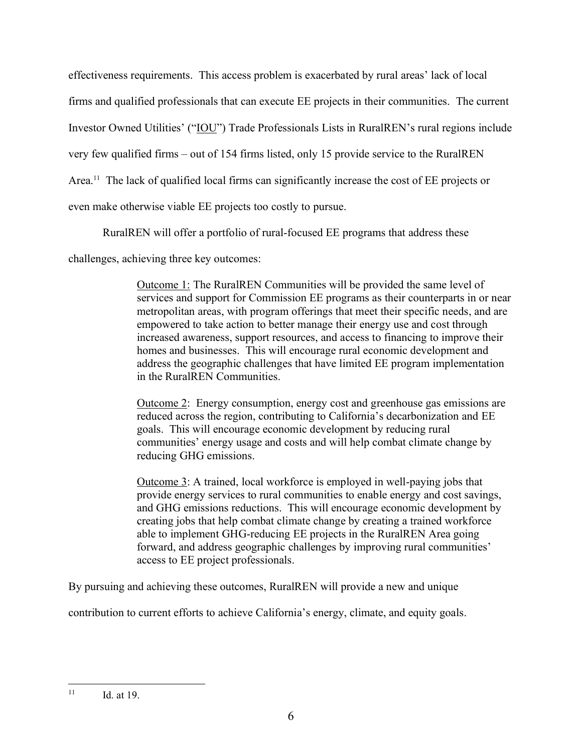effectiveness requirements. This access problem is exacerbated by rural areas' lack of local firms and qualified professionals that can execute EE projects in their communities. The current Investor Owned Utilities' ("IOU") Trade Professionals Lists in RuralREN's rural regions include very few qualified firms – out of 154 firms listed, only 15 provide service to the RuralREN Area.[11] The lack of qualified local firms can significantly increase the cost of EE projects or even make otherwise viable EE projects too costly to pursue.

RuralREN will offer a portfolio of rural-focused EE programs that address these challenges, achieving three key outcomes:

> Outcome 1: The RuralREN Communities will be provided the same level of services and support for Commission EE programs as their counterparts in or near metropolitan areas, with program offerings that meet their specific needs, and are empowered to take action to better manage their energy use and cost through increased awareness, support resources, and access to financing to improve their homes and businesses. This will encourage rural economic development and address the geographic challenges that have limited EE program implementation in the RuralREN Communities.
>
> Outcome 2: Energy consumption, energy cost and greenhouse gas emissions are reduced across the region, contributing to California's decarbonization and EE goals. This will encourage economic development by reducing rural communities' energy usage and costs and will help combat climate change by reducing GHG emissions.
>
> Outcome 3: A trained, local workforce is employed in well-paying jobs that provide energy services to rural communities to enable energy and cost savings, and GHG emissions reductions. This will encourage economic development by creating jobs that help combat climate change by creating a trained workforce able to implement GHG-reducing EE projects in the RuralREN Area going forward, and address geographic challenges by improving rural communities' access to EE project professionals.

By pursuing and achieving these outcomes, RuralREN will provide a new and unique contribution to current efforts to achieve California's energy, climate, and equity goals.

[11] Id. at 19.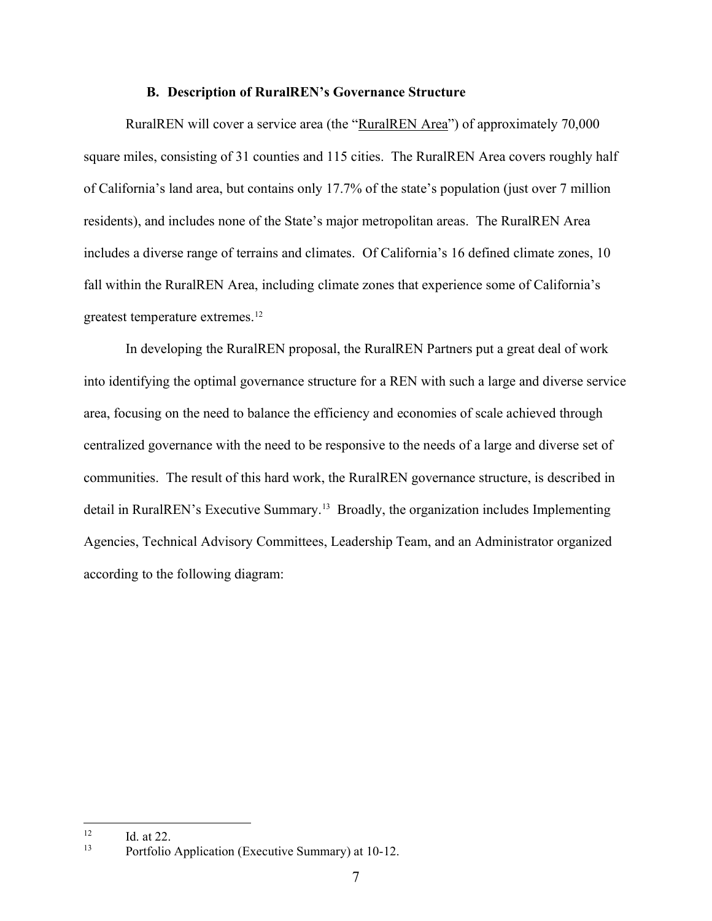### B. Description of RuralREN's Governance Structure

RuralREN will cover a service area (the "RuralREN Area") of approximately 70,000 square miles, consisting of 31 counties and 115 cities. The RuralREN Area covers roughly half of California's land area, but contains only 17.7% of the state's population (just over 7 million residents), and includes none of the State's major metropolitan areas. The RuralREN Area includes a diverse range of terrains and climates. Of California's 16 defined climate zones, 10 fall within the RuralREN Area, including climate zones that experience some of California's greatest temperature extremes.[12]

In developing the RuralREN proposal, the RuralREN Partners put a great deal of work into identifying the optimal governance structure for a REN with such a large and diverse service area, focusing on the need to balance the efficiency and economies of scale achieved through centralized governance with the need to be responsive to the needs of a large and diverse set of communities. The result of this hard work, the RuralREN governance structure, is described in detail in RuralREN's Executive Summary.[13] Broadly, the organization includes Implementing Agencies, Technical Advisory Committees, Leadership Team, and an Administrator organized according to the following diagram:

---

[12] Id. at 22.

[13] Portfolio Application (Executive Summary) at 10-12.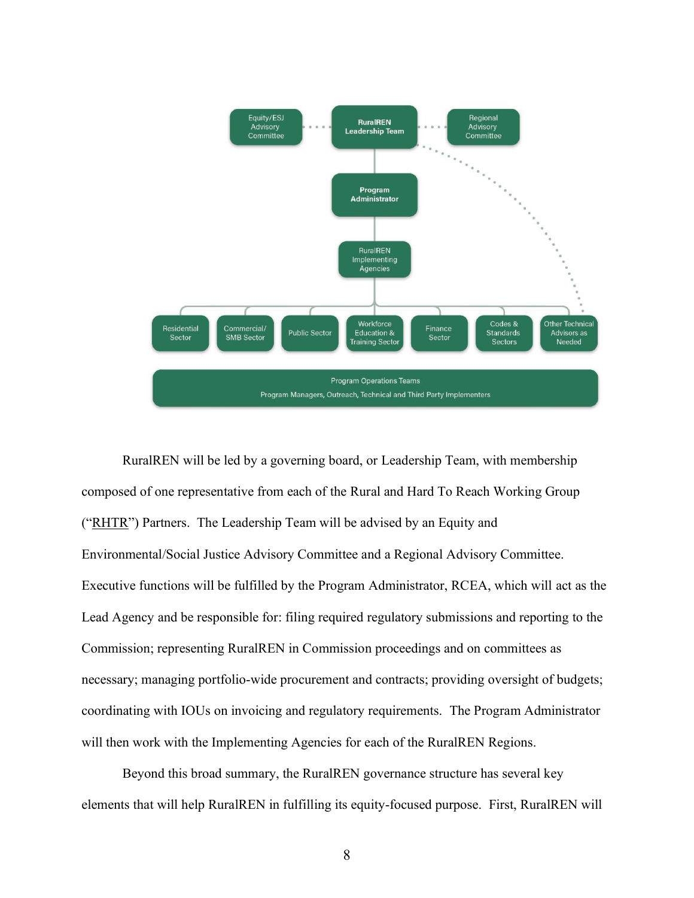Equity/ESJ Advisory Committee · RuralREN Leadership Team · Regional Advisory Committee

Program Administrator

RuralREN Implementing Agencies

Residential Sector · Commercial/SMB Sector · Public Sector · Workforce Education & Training Sector · Finance Sector · Codes & Standards Sectors · Other Technical Advisors as Needed

Program Operations Teams

Program Managers, Outreach, Technical and Third Party Implementers

RuralREN will be led by a governing board, or Leadership Team, with membership composed of one representative from each of the Rural and Hard To Reach Working Group ("RHTR") Partners. The Leadership Team will be advised by an Equity and Environmental/Social Justice Advisory Committee and a Regional Advisory Committee. Executive functions will be fulfilled by the Program Administrator, RCEA, which will act as the Lead Agency and be responsible for: filing required regulatory submissions and reporting to the Commission; representing RuralREN in Commission proceedings and on committees as necessary; managing portfolio-wide procurement and contracts; providing oversight of budgets; coordinating with IOUs on invoicing and regulatory requirements. The Program Administrator will then work with the Implementing Agencies for each of the RuralREN Regions.

Beyond this broad summary, the RuralREN governance structure has several key elements that will help RuralREN in fulfilling its equity-focused purpose. First, RuralREN will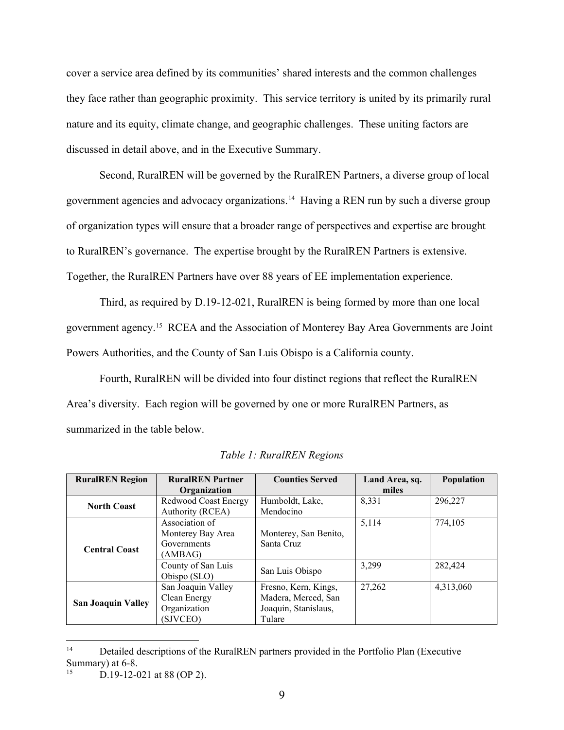cover a service area defined by its communities' shared interests and the common challenges they face rather than geographic proximity. This service territory is united by its primarily rural nature and its equity, climate change, and geographic challenges. These uniting factors are discussed in detail above, and in the Executive Summary.

Second, RuralREN will be governed by the RuralREN Partners, a diverse group of local government agencies and advocacy organizations.[14] Having a REN run by such a diverse group of organization types will ensure that a broader range of perspectives and expertise are brought to RuralREN's governance. The expertise brought by the RuralREN Partners is extensive. Together, the RuralREN Partners have over 88 years of EE implementation experience.

Third, as required by D.19-12-021, RuralREN is being formed by more than one local government agency.[15] RCEA and the Association of Monterey Bay Area Governments are Joint Powers Authorities, and the County of San Luis Obispo is a California county.

Fourth, RuralREN will be divided into four distinct regions that reflect the RuralREN Area's diversity. Each region will be governed by one or more RuralREN Partners, as summarized in the table below.

*Table 1: RuralREN Regions*

| RuralREN Region | RuralREN Partner Organization | Counties Served | Land Area, sq. miles | Population |
|---|---|---|---|---|
| **North Coast** | Redwood Coast Energy Authority (RCEA) | Humboldt, Lake, Mendocino | 8,331 | 296,227 |
| **Central Coast** | Association of Monterey Bay Area Governments (AMBAG) | Monterey, San Benito, Santa Cruz | 5,114 | 774,105 |
| | County of San Luis Obispo (SLO) | San Luis Obispo | 3,299 | 282,424 |
| **San Joaquin Valley** | San Joaquin Valley Clean Energy Organization (SJVCEO) | Fresno, Kern, Kings, Madera, Merced, San Joaquin, Stanislaus, Tulare | 27,262 | 4,313,060 |

[14] Detailed descriptions of the RuralREN partners provided in the Portfolio Plan (Executive Summary) at 6-8.

[15] D.19-12-021 at 88 (OP 2).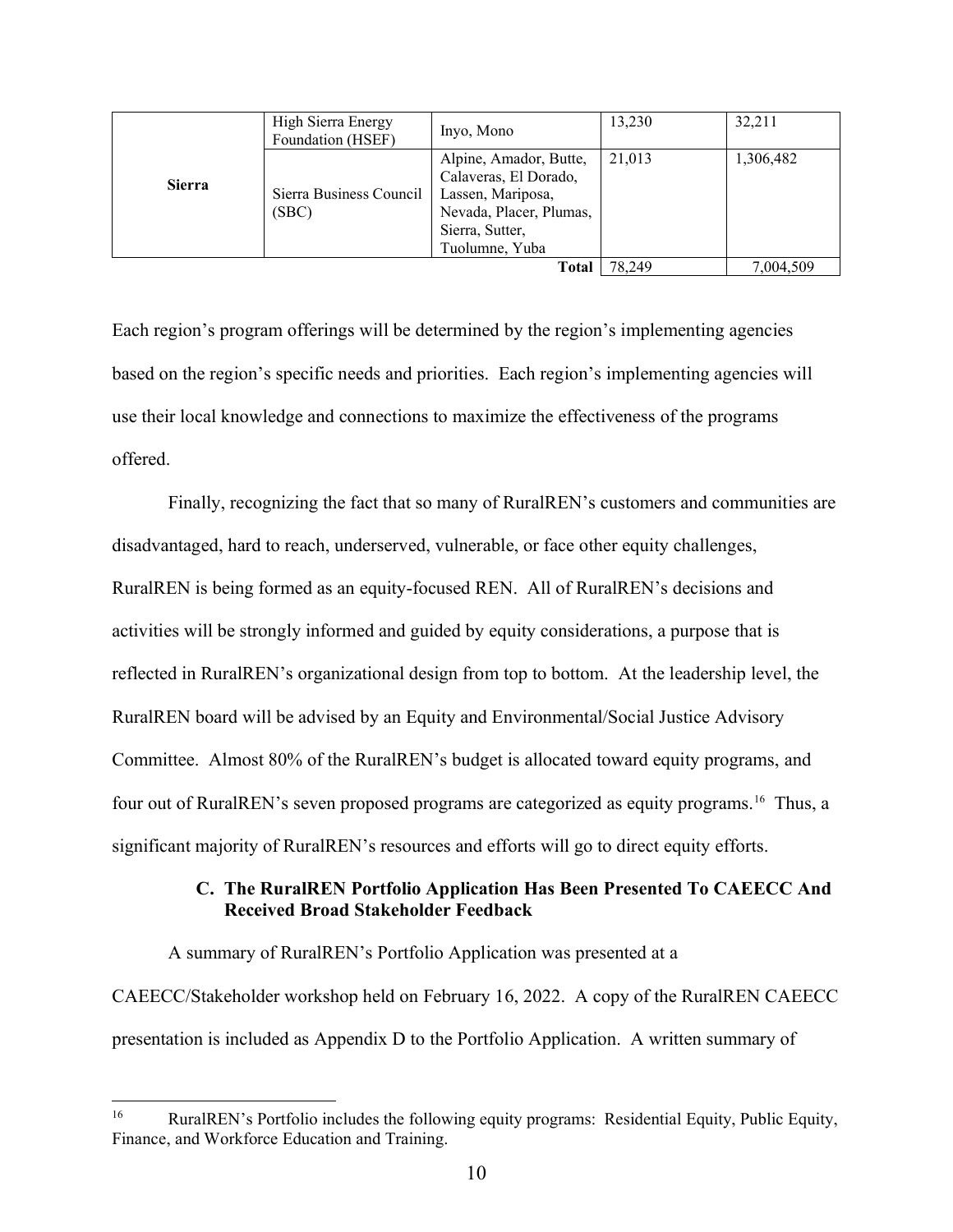| | | | | |
|---|---|---|---|---|
| Sierra | High Sierra Energy Foundation (HSEF) | Inyo, Mono | 13,230 | 32,211 |
| | Sierra Business Council (SBC) | Alpine, Amador, Butte, Calaveras, El Dorado, Lassen, Mariposa, Nevada, Placer, Plumas, Sierra, Sutter, Tuolumne, Yuba | 21,013 | 1,306,482 |
| | | **Total** | 78,249 | 7,004,509 |

Each region's program offerings will be determined by the region's implementing agencies based on the region's specific needs and priorities. Each region's implementing agencies will use their local knowledge and connections to maximize the effectiveness of the programs offered.

Finally, recognizing the fact that so many of RuralREN's customers and communities are disadvantaged, hard to reach, underserved, vulnerable, or face other equity challenges, RuralREN is being formed as an equity-focused REN. All of RuralREN's decisions and activities will be strongly informed and guided by equity considerations, a purpose that is reflected in RuralREN's organizational design from top to bottom. At the leadership level, the RuralREN board will be advised by an Equity and Environmental/Social Justice Advisory Committee. Almost 80% of the RuralREN's budget is allocated toward equity programs, and four out of RuralREN's seven proposed programs are categorized as equity programs.[16] Thus, a significant majority of RuralREN's resources and efforts will go to direct equity efforts.

### C. The RuralREN Portfolio Application Has Been Presented To CAEECC And Received Broad Stakeholder Feedback

A summary of RuralREN's Portfolio Application was presented at a CAEECC/Stakeholder workshop held on February 16, 2022. A copy of the RuralREN CAEECC presentation is included as Appendix D to the Portfolio Application. A written summary of

[16] RuralREN's Portfolio includes the following equity programs: Residential Equity, Public Equity, Finance, and Workforce Education and Training.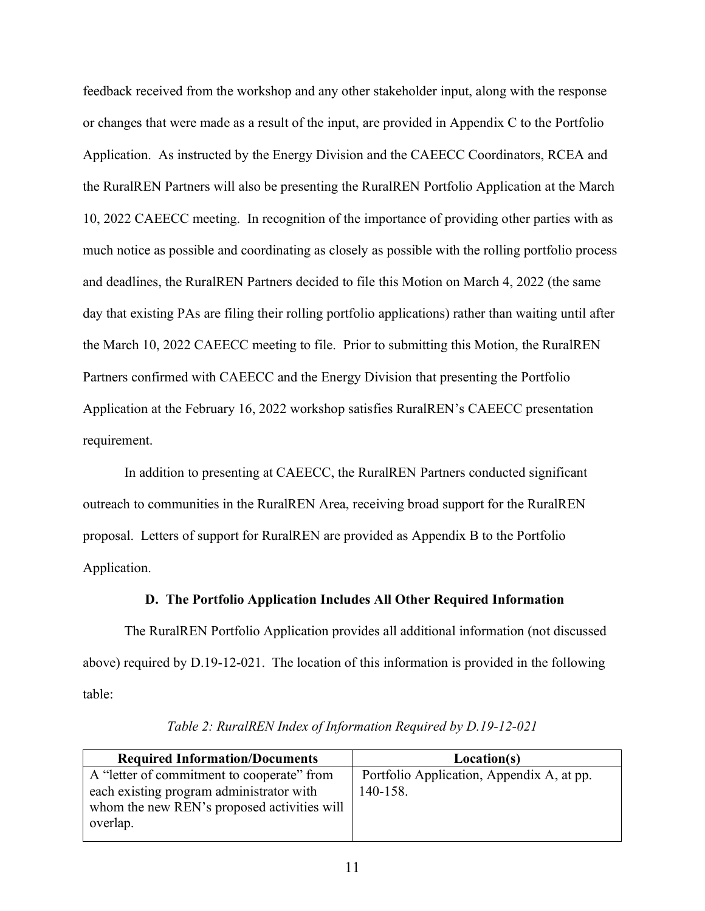feedback received from the workshop and any other stakeholder input, along with the response or changes that were made as a result of the input, are provided in Appendix C to the Portfolio Application. As instructed by the Energy Division and the CAEECC Coordinators, RCEA and the RuralREN Partners will also be presenting the RuralREN Portfolio Application at the March 10, 2022 CAEECC meeting. In recognition of the importance of providing other parties with as much notice as possible and coordinating as closely as possible with the rolling portfolio process and deadlines, the RuralREN Partners decided to file this Motion on March 4, 2022 (the same day that existing PAs are filing their rolling portfolio applications) rather than waiting until after the March 10, 2022 CAEECC meeting to file. Prior to submitting this Motion, the RuralREN Partners confirmed with CAEECC and the Energy Division that presenting the Portfolio Application at the February 16, 2022 workshop satisfies RuralREN's CAEECC presentation requirement.

In addition to presenting at CAEECC, the RuralREN Partners conducted significant outreach to communities in the RuralREN Area, receiving broad support for the RuralREN proposal. Letters of support for RuralREN are provided as Appendix B to the Portfolio Application.

### D. The Portfolio Application Includes All Other Required Information

The RuralREN Portfolio Application provides all additional information (not discussed above) required by D.19-12-021. The location of this information is provided in the following table:

*Table 2: RuralREN Index of Information Required by D.19-12-021*

| Required Information/Documents | Location(s) |
|---|---|
| A "letter of commitment to cooperate" from each existing program administrator with whom the new REN's proposed activities will overlap. | Portfolio Application, Appendix A, at pp. 140-158. |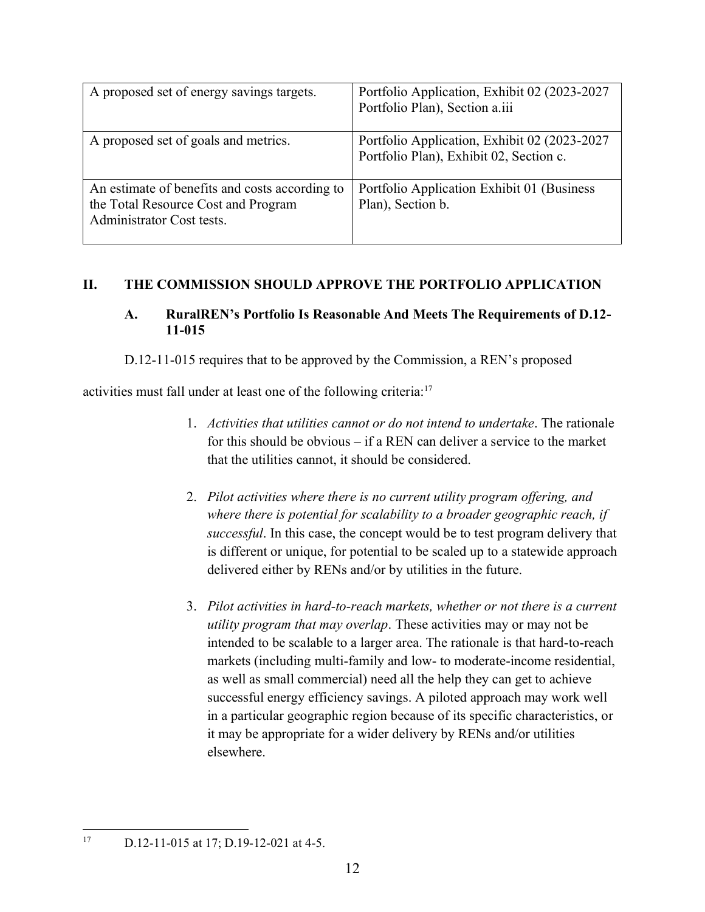| | |
|---|---|
| A proposed set of energy savings targets. | Portfolio Application, Exhibit 02 (2023-2027 Portfolio Plan), Section a.iii |
| A proposed set of goals and metrics. | Portfolio Application, Exhibit 02 (2023-2027 Portfolio Plan), Exhibit 02, Section c. |
| An estimate of benefits and costs according to the Total Resource Cost and Program Administrator Cost tests. | Portfolio Application Exhibit 01 (Business Plan), Section b. |

## II. THE COMMISSION SHOULD APPROVE THE PORTFOLIO APPLICATION

### A. RuralREN's Portfolio Is Reasonable And Meets The Requirements of D.12-11-015

D.12-11-015 requires that to be approved by the Commission, a REN's proposed activities must fall under at least one of the following criteria:[17]

1. *Activities that utilities cannot or do not intend to undertake*. The rationale for this should be obvious – if a REN can deliver a service to the market that the utilities cannot, it should be considered.

2. *Pilot activities where there is no current utility program offering, and where there is potential for scalability to a broader geographic reach, if successful*. In this case, the concept would be to test program delivery that is different or unique, for potential to be scaled up to a statewide approach delivered either by RENs and/or by utilities in the future.

3. *Pilot activities in hard-to-reach markets, whether or not there is a current utility program that may overlap*. These activities may or may not be intended to be scalable to a larger area. The rationale is that hard-to-reach markets (including multi-family and low- to moderate-income residential, as well as small commercial) need all the help they can get to achieve successful energy efficiency savings. A piloted approach may work well in a particular geographic region because of its specific characteristics, or it may be appropriate for a wider delivery by RENs and/or utilities elsewhere.

---

[17] D.12-11-015 at 17; D.19-12-021 at 4-5.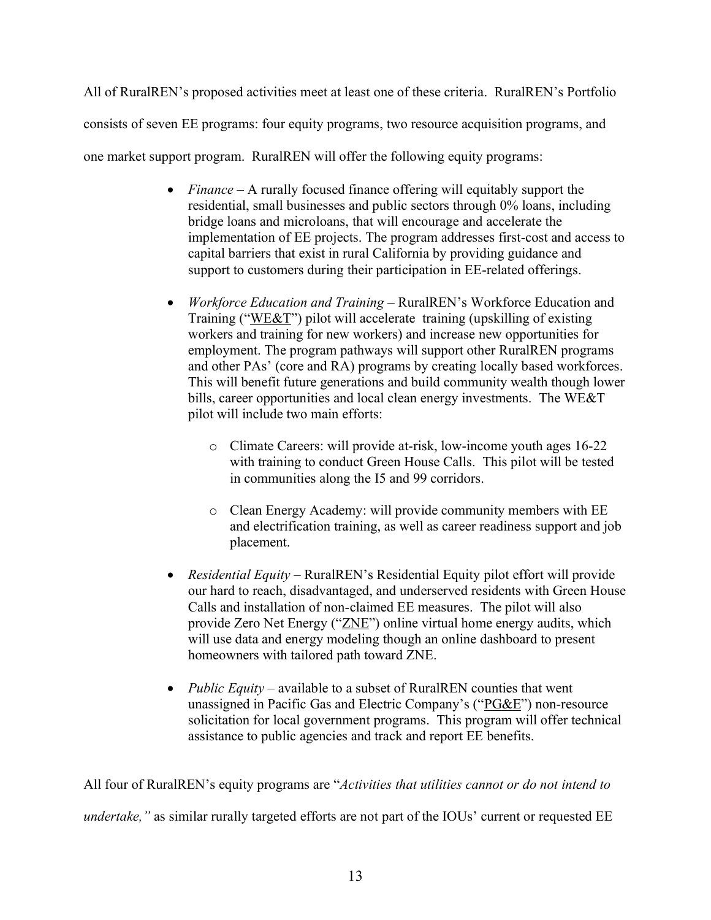All of RuralREN's proposed activities meet at least one of these criteria. RuralREN's Portfolio consists of seven EE programs: four equity programs, two resource acquisition programs, and one market support program. RuralREN will offer the following equity programs:

- *Finance* – A rurally focused finance offering will equitably support the residential, small businesses and public sectors through 0% loans, including bridge loans and microloans, that will encourage and accelerate the implementation of EE projects. The program addresses first-cost and access to capital barriers that exist in rural California by providing guidance and support to customers during their participation in EE-related offerings.

- *Workforce Education and Training* – RuralREN's Workforce Education and Training ("WE&T") pilot will accelerate training (upskilling of existing workers and training for new workers) and increase new opportunities for employment. The program pathways will support other RuralREN programs and other PAs' (core and RA) programs by creating locally based workforces. This will benefit future generations and build community wealth though lower bills, career opportunities and local clean energy investments. The WE&T pilot will include two main efforts:

  - Climate Careers: will provide at-risk, low-income youth ages 16-22 with training to conduct Green House Calls. This pilot will be tested in communities along the I5 and 99 corridors.

  - Clean Energy Academy: will provide community members with EE and electrification training, as well as career readiness support and job placement.

- *Residential Equity* – RuralREN's Residential Equity pilot effort will provide our hard to reach, disadvantaged, and underserved residents with Green House Calls and installation of non-claimed EE measures. The pilot will also provide Zero Net Energy ("ZNE") online virtual home energy audits, which will use data and energy modeling though an online dashboard to present homeowners with tailored path toward ZNE.

- *Public Equity* – available to a subset of RuralREN counties that went unassigned in Pacific Gas and Electric Company's ("PG&E") non-resource solicitation for local government programs. This program will offer technical assistance to public agencies and track and report EE benefits.

All four of RuralREN's equity programs are "*Activities that utilities cannot or do not intend to undertake,"* as similar rurally targeted efforts are not part of the IOUs' current or requested EE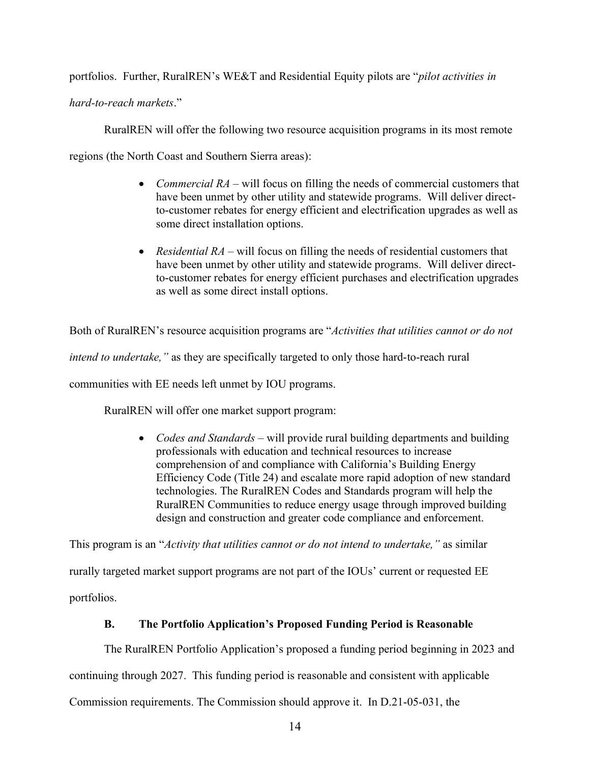portfolios. Further, RuralREN's WE&T and Residential Equity pilots are "*pilot activities in hard-to-reach markets*."

RuralREN will offer the following two resource acquisition programs in its most remote regions (the North Coast and Southern Sierra areas):

- *Commercial RA* – will focus on filling the needs of commercial customers that have been unmet by other utility and statewide programs. Will deliver direct-to-customer rebates for energy efficient and electrification upgrades as well as some direct installation options.
- *Residential RA* – will focus on filling the needs of residential customers that have been unmet by other utility and statewide programs. Will deliver direct-to-customer rebates for energy efficient purchases and electrification upgrades as well as some direct install options.

Both of RuralREN's resource acquisition programs are "*Activities that utilities cannot or do not intend to undertake,"* as they are specifically targeted to only those hard-to-reach rural communities with EE needs left unmet by IOU programs.

RuralREN will offer one market support program:

- *Codes and Standards* – will provide rural building departments and building professionals with education and technical resources to increase comprehension of and compliance with California's Building Energy Efficiency Code (Title 24) and escalate more rapid adoption of new standard technologies. The RuralREN Codes and Standards program will help the RuralREN Communities to reduce energy usage through improved building design and construction and greater code compliance and enforcement.

This program is an "*Activity that utilities cannot or do not intend to undertake,"* as similar rurally targeted market support programs are not part of the IOUs' current or requested EE portfolios.

### B. The Portfolio Application's Proposed Funding Period is Reasonable

The RuralREN Portfolio Application's proposed a funding period beginning in 2023 and continuing through 2027. This funding period is reasonable and consistent with applicable Commission requirements. The Commission should approve it. In D.21-05-031, the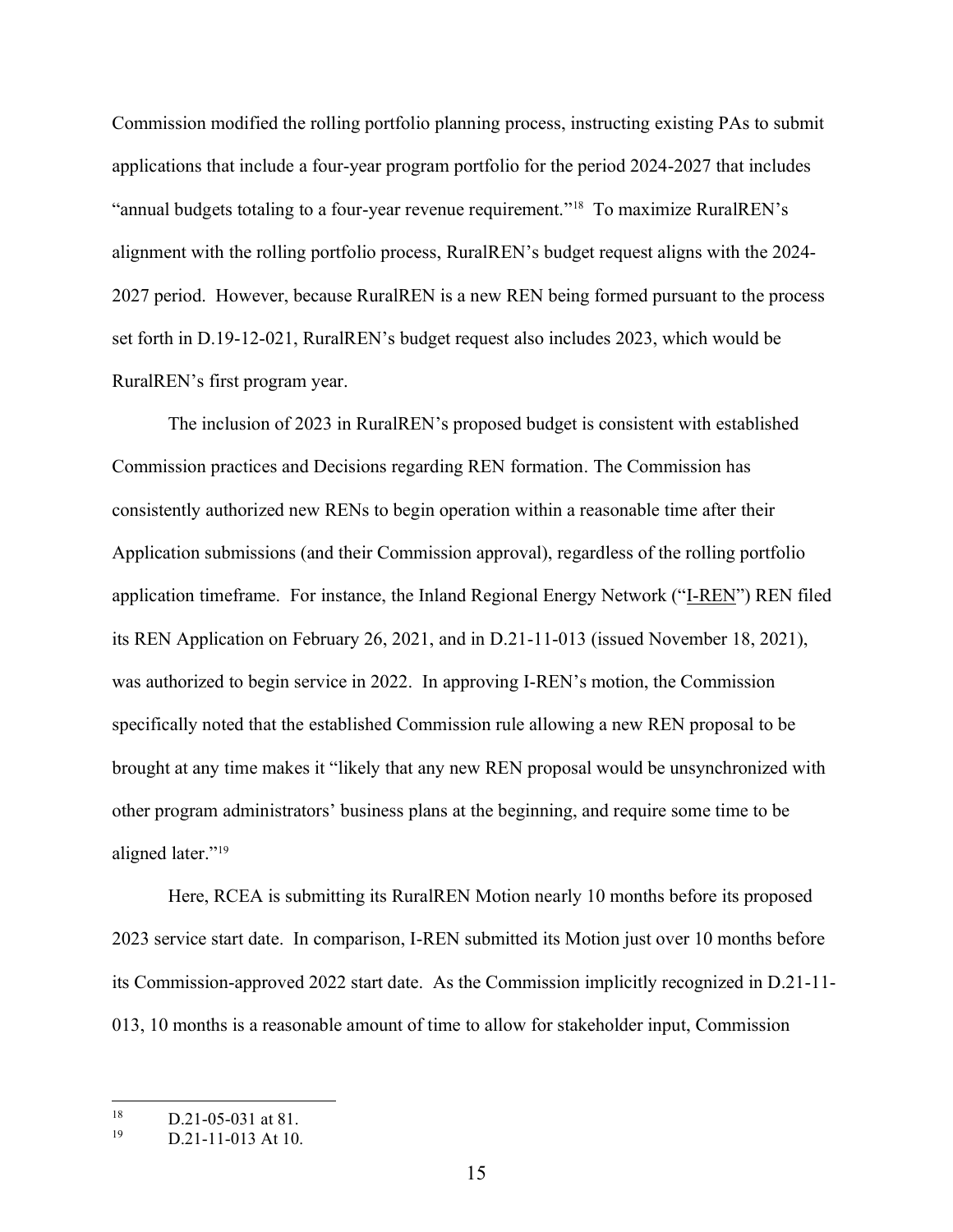Commission modified the rolling portfolio planning process, instructing existing PAs to submit applications that include a four-year program portfolio for the period 2024-2027 that includes "annual budgets totaling to a four-year revenue requirement."[18] To maximize RuralREN's alignment with the rolling portfolio process, RuralREN's budget request aligns with the 2024-2027 period. However, because RuralREN is a new REN being formed pursuant to the process set forth in D.19-12-021, RuralREN's budget request also includes 2023, which would be RuralREN's first program year.

The inclusion of 2023 in RuralREN's proposed budget is consistent with established Commission practices and Decisions regarding REN formation. The Commission has consistently authorized new RENs to begin operation within a reasonable time after their Application submissions (and their Commission approval), regardless of the rolling portfolio application timeframe. For instance, the Inland Regional Energy Network ("I-REN") REN filed its REN Application on February 26, 2021, and in D.21-11-013 (issued November 18, 2021), was authorized to begin service in 2022. In approving I-REN's motion, the Commission specifically noted that the established Commission rule allowing a new REN proposal to be brought at any time makes it "likely that any new REN proposal would be unsynchronized with other program administrators' business plans at the beginning, and require some time to be aligned later."[19]

Here, RCEA is submitting its RuralREN Motion nearly 10 months before its proposed 2023 service start date. In comparison, I-REN submitted its Motion just over 10 months before its Commission-approved 2022 start date. As the Commission implicitly recognized in D.21-11-013, 10 months is a reasonable amount of time to allow for stakeholder input, Commission

---

[18] D.21-05-031 at 81.

[19] D.21-11-013 At 10.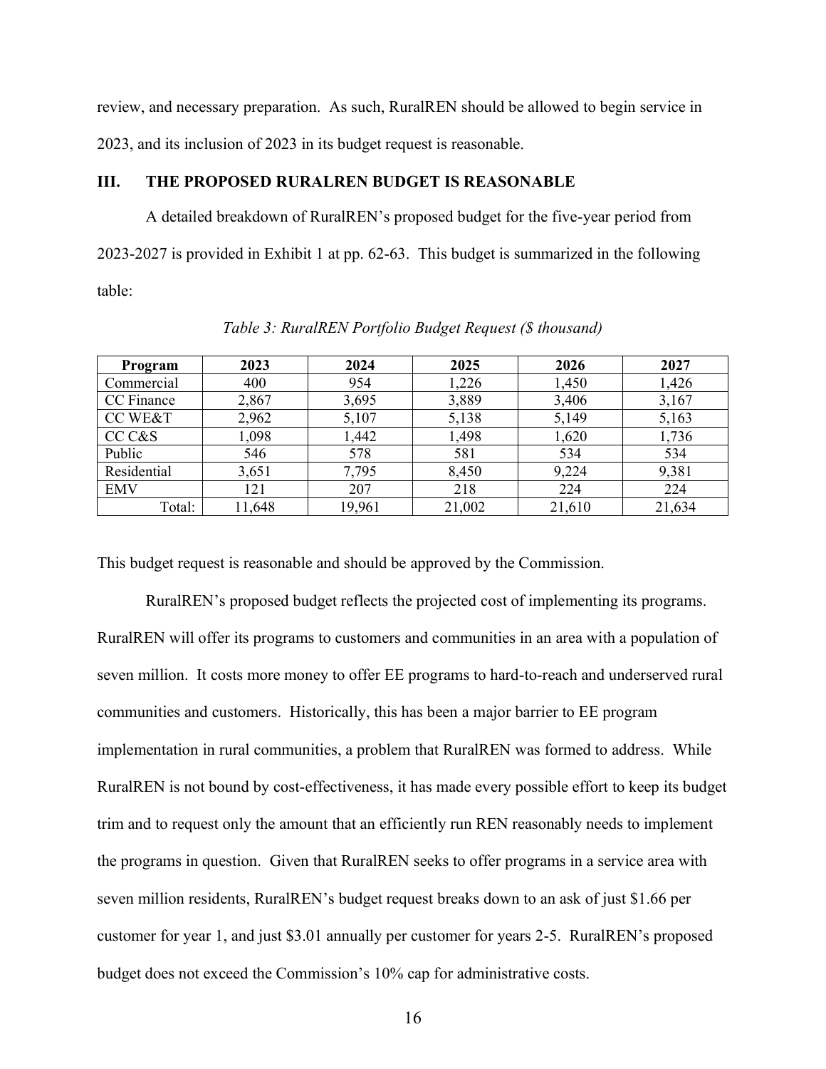review, and necessary preparation. As such, RuralREN should be allowed to begin service in 2023, and its inclusion of 2023 in its budget request is reasonable.

## III. THE PROPOSED RURALREN BUDGET IS REASONABLE

A detailed breakdown of RuralREN's proposed budget for the five-year period from 2023-2027 is provided in Exhibit 1 at pp. 62-63. This budget is summarized in the following table:

*Table 3: RuralREN Portfolio Budget Request ($ thousand)*

| Program | 2023 | 2024 | 2025 | 2026 | 2027 |
|---|---|---|---|---|---|
| Commercial | 400 | 954 | 1,226 | 1,450 | 1,426 |
| CC Finance | 2,867 | 3,695 | 3,889 | 3,406 | 3,167 |
| CC WE&T | 2,962 | 5,107 | 5,138 | 5,149 | 5,163 |
| CC C&S | 1,098 | 1,442 | 1,498 | 1,620 | 1,736 |
| Public | 546 | 578 | 581 | 534 | 534 |
| Residential | 3,651 | 7,795 | 8,450 | 9,224 | 9,381 |
| EMV | 121 | 207 | 218 | 224 | 224 |
| Total: | 11,648 | 19,961 | 21,002 | 21,610 | 21,634 |

This budget request is reasonable and should be approved by the Commission.

RuralREN's proposed budget reflects the projected cost of implementing its programs. RuralREN will offer its programs to customers and communities in an area with a population of seven million. It costs more money to offer EE programs to hard-to-reach and underserved rural communities and customers. Historically, this has been a major barrier to EE program implementation in rural communities, a problem that RuralREN was formed to address. While RuralREN is not bound by cost-effectiveness, it has made every possible effort to keep its budget trim and to request only the amount that an efficiently run REN reasonably needs to implement the programs in question. Given that RuralREN seeks to offer programs in a service area with seven million residents, RuralREN's budget request breaks down to an ask of just $1.66 per customer for year 1, and just $3.01 annually per customer for years 2-5. RuralREN's proposed budget does not exceed the Commission's 10% cap for administrative costs.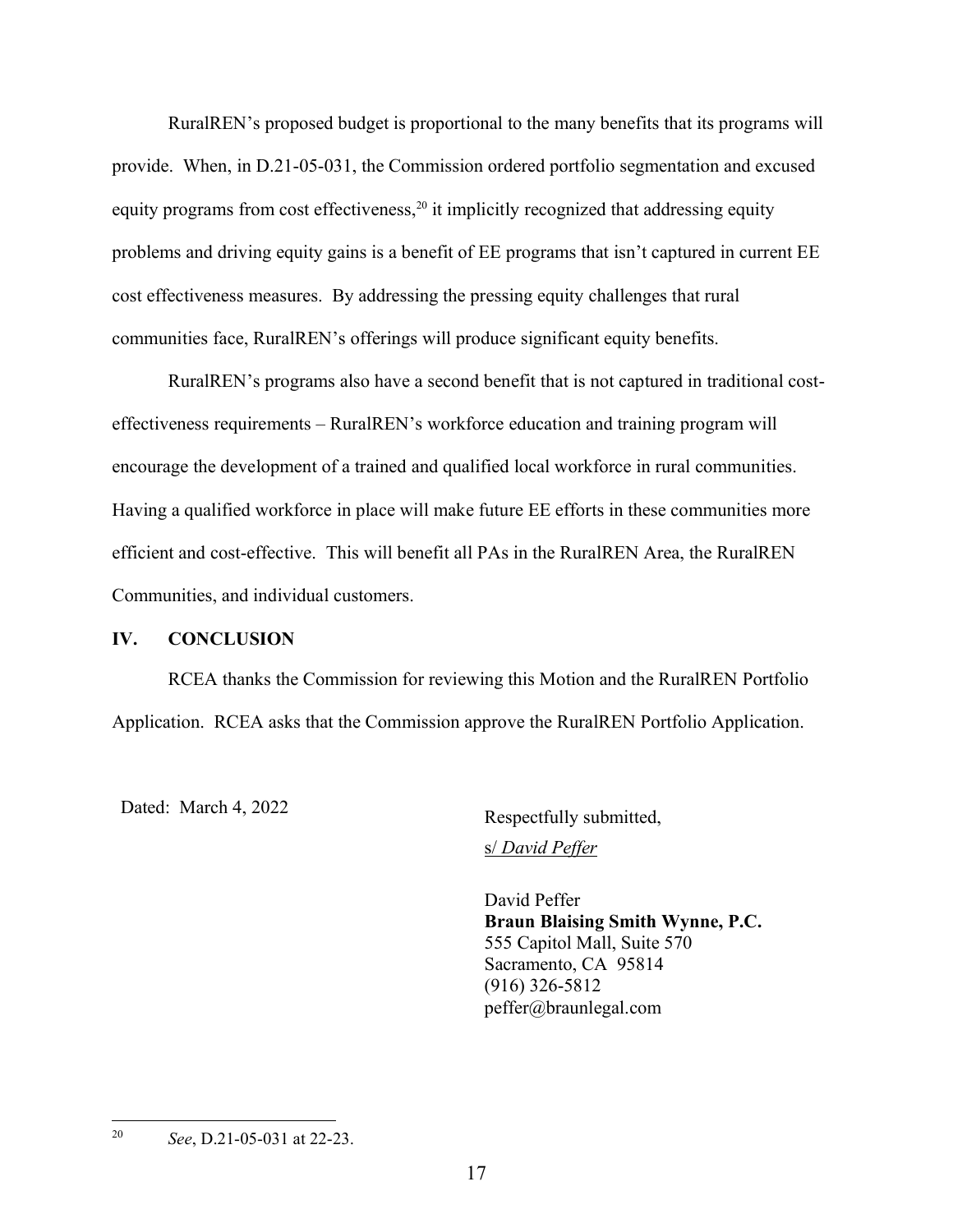RuralREN's proposed budget is proportional to the many benefits that its programs will provide. When, in D.21-05-031, the Commission ordered portfolio segmentation and excused equity programs from cost effectiveness,[20] it implicitly recognized that addressing equity problems and driving equity gains is a benefit of EE programs that isn't captured in current EE cost effectiveness measures. By addressing the pressing equity challenges that rural communities face, RuralREN's offerings will produce significant equity benefits.

RuralREN's programs also have a second benefit that is not captured in traditional cost-effectiveness requirements – RuralREN's workforce education and training program will encourage the development of a trained and qualified local workforce in rural communities. Having a qualified workforce in place will make future EE efforts in these communities more efficient and cost-effective. This will benefit all PAs in the RuralREN Area, the RuralREN Communities, and individual customers.

## IV. CONCLUSION

RCEA thanks the Commission for reviewing this Motion and the RuralREN Portfolio Application. RCEA asks that the Commission approve the RuralREN Portfolio Application.

Dated: March 4, 2022

Respectfully submitted,

s/ *David Peffer*

David Peffer
**Braun Blaising Smith Wynne, P.C.**
555 Capitol Mall, Suite 570
Sacramento, CA 95814
(916) 326-5812
peffer@braunlegal.com

---

[20] *See*, D.21-05-031 at 22-23.